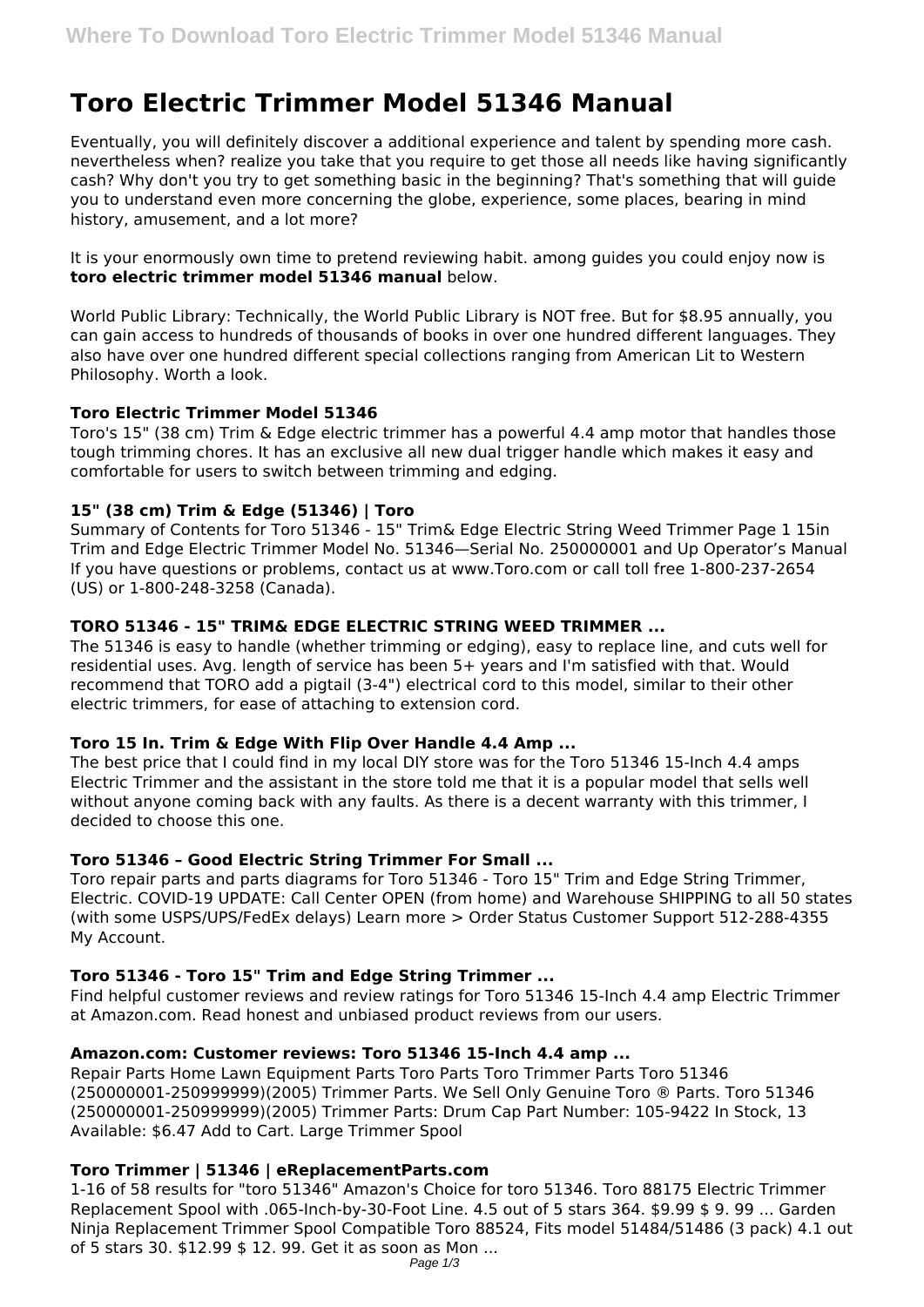# Toro Electric Trimmer Model 51346 Manual

Eventually, you will definitely discover a additional experience and talent by spending more cash. nevertheless when? realize you take that you require to get those all needs like having significantly cash? Why don't you try to get something basic in the beginning? That's something that will guide you to understand even more concerning the globe, experience, some places, bearing in mind history, amusement, and a lot more?

It is your enormously own time to pretend reviewing habit. among guides you could enjoy now is **toro electric trimmer model 51346 manual** below.

World Public Library: Technically, the World Public Library is NOT free. But for $8.95 annually, you can gain access to hundreds of thousands of books in over one hundred different languages. They also have over one hundred different special collections ranging from American Lit to Western Philosophy. Worth a look.

### Toro Electric Trimmer Model 51346

Toro's 15" (38 cm) Trim & Edge electric trimmer has a powerful 4.4 amp motor that handles those tough trimming chores. It has an exclusive all new dual trigger handle which makes it easy and comfortable for users to switch between trimming and edging.

### 15" (38 cm) Trim & Edge (51346) | Toro

Summary of Contents for Toro 51346 - 15" Trim& Edge Electric String Weed Trimmer Page 1 15in Trim and Edge Electric Trimmer Model No. 51346—Serial No. 250000001 and Up Operator's Manual If you have questions or problems, contact us at www.Toro.com or call toll free 1-800-237-2654 (US) or 1-800-248-3258 (Canada).

### TORO 51346 - 15" TRIM& EDGE ELECTRIC STRING WEED TRIMMER ...

The 51346 is easy to handle (whether trimming or edging), easy to replace line, and cuts well for residential uses. Avg. length of service has been 5+ years and I'm satisfied with that. Would recommend that TORO add a pigtail (3-4") electrical cord to this model, similar to their other electric trimmers, for ease of attaching to extension cord.

### Toro 15 In. Trim & Edge With Flip Over Handle 4.4 Amp ...

The best price that I could find in my local DIY store was for the Toro 51346 15-Inch 4.4 amps Electric Trimmer and the assistant in the store told me that it is a popular model that sells well without anyone coming back with any faults. As there is a decent warranty with this trimmer, I decided to choose this one.

### Toro 51346 – Good Electric String Trimmer For Small ...

Toro repair parts and parts diagrams for Toro 51346 - Toro 15" Trim and Edge String Trimmer, Electric. COVID-19 UPDATE: Call Center OPEN (from home) and Warehouse SHIPPING to all 50 states (with some USPS/UPS/FedEx delays) Learn more > Order Status Customer Support 512-288-4355 My Account.

### Toro 51346 - Toro 15" Trim and Edge String Trimmer ...

Find helpful customer reviews and review ratings for Toro 51346 15-Inch 4.4 amp Electric Trimmer at Amazon.com. Read honest and unbiased product reviews from our users.

### Amazon.com: Customer reviews: Toro 51346 15-Inch 4.4 amp ...

Repair Parts Home Lawn Equipment Parts Toro Parts Toro Trimmer Parts Toro 51346 (250000001-250999999)(2005) Trimmer Parts. We Sell Only Genuine Toro ® Parts. Toro 51346 (250000001-250999999)(2005) Trimmer Parts: Drum Cap Part Number: 105-9422 In Stock, 13 Available: $6.47 Add to Cart. Large Trimmer Spool

### Toro Trimmer | 51346 | eReplacementParts.com

1-16 of 58 results for "toro 51346" Amazon's Choice for toro 51346. Toro 88175 Electric Trimmer Replacement Spool with .065-Inch-by-30-Foot Line. 4.5 out of 5 stars 364. $9.99 $ 9. 99 ... Garden Ninja Replacement Trimmer Spool Compatible Toro 88524, Fits model 51484/51486 (3 pack) 4.1 out of 5 stars 30. $12.99 $ 12. 99. Get it as soon as Mon ...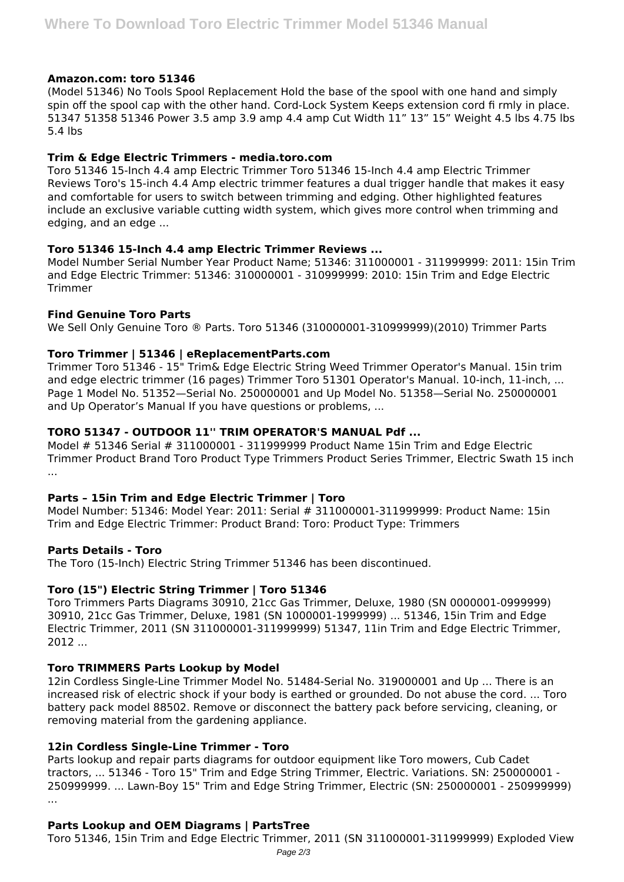### Amazon.com: toro 51346

(Model 51346) No Tools Spool Replacement Hold the base of the spool with one hand and simply spin off the spool cap with the other hand. Cord-Lock System Keeps extension cord fi rmly in place. 51347 51358 51346 Power 3.5 amp 3.9 amp 4.4 amp Cut Width 11" 13" 15" Weight 4.5 lbs 4.75 lbs 5.4 lbs

### Trim & Edge Electric Trimmers - media.toro.com

Toro 51346 15-Inch 4.4 amp Electric Trimmer Toro 51346 15-Inch 4.4 amp Electric Trimmer Reviews Toro's 15-inch 4.4 Amp electric trimmer features a dual trigger handle that makes it easy and comfortable for users to switch between trimming and edging. Other highlighted features include an exclusive variable cutting width system, which gives more control when trimming and edging, and an edge ...

### Toro 51346 15-Inch 4.4 amp Electric Trimmer Reviews ...

Model Number Serial Number Year Product Name; 51346: 311000001 - 311999999: 2011: 15in Trim and Edge Electric Trimmer: 51346: 310000001 - 310999999: 2010: 15in Trim and Edge Electric Trimmer

### Find Genuine Toro Parts

We Sell Only Genuine Toro ® Parts. Toro 51346 (310000001-310999999)(2010) Trimmer Parts

### Toro Trimmer | 51346 | eReplacementParts.com

Trimmer Toro 51346 - 15" Trim& Edge Electric String Weed Trimmer Operator's Manual. 15in trim and edge electric trimmer (16 pages) Trimmer Toro 51301 Operator's Manual. 10-inch, 11-inch, ... Page 1 Model No. 51352—Serial No. 250000001 and Up Model No. 51358—Serial No. 250000001 and Up Operator's Manual If you have questions or problems, ...

### TORO 51347 - OUTDOOR 11'' TRIM OPERATOR'S MANUAL Pdf ...

Model # 51346 Serial # 311000001 - 311999999 Product Name 15in Trim and Edge Electric Trimmer Product Brand Toro Product Type Trimmers Product Series Trimmer, Electric Swath 15 inch ...

### Parts – 15in Trim and Edge Electric Trimmer | Toro

Model Number: 51346: Model Year: 2011: Serial # 311000001-311999999: Product Name: 15in Trim and Edge Electric Trimmer: Product Brand: Toro: Product Type: Trimmers

### Parts Details - Toro

The Toro (15-Inch) Electric String Trimmer 51346 has been discontinued.

### Toro (15") Electric String Trimmer | Toro 51346

Toro Trimmers Parts Diagrams 30910, 21cc Gas Trimmer, Deluxe, 1980 (SN 0000001-0999999) 30910, 21cc Gas Trimmer, Deluxe, 1981 (SN 1000001-1999999) ... 51346, 15in Trim and Edge Electric Trimmer, 2011 (SN 311000001-311999999) 51347, 11in Trim and Edge Electric Trimmer, 2012 ...

### Toro TRIMMERS Parts Lookup by Model

12in Cordless Single-Line Trimmer Model No. 51484-Serial No. 319000001 and Up ... There is an increased risk of electric shock if your body is earthed or grounded. Do not abuse the cord. ... Toro battery pack model 88502. Remove or disconnect the battery pack before servicing, cleaning, or removing material from the gardening appliance.

### 12in Cordless Single-Line Trimmer - Toro

Parts lookup and repair parts diagrams for outdoor equipment like Toro mowers, Cub Cadet tractors, ... 51346 - Toro 15" Trim and Edge String Trimmer, Electric. Variations. SN: 250000001 - 250999999. ... Lawn-Boy 15" Trim and Edge String Trimmer, Electric (SN: 250000001 - 250999999) ...

### Parts Lookup and OEM Diagrams | PartsTree

Toro 51346, 15in Trim and Edge Electric Trimmer, 2011 (SN 311000001-311999999) Exploded View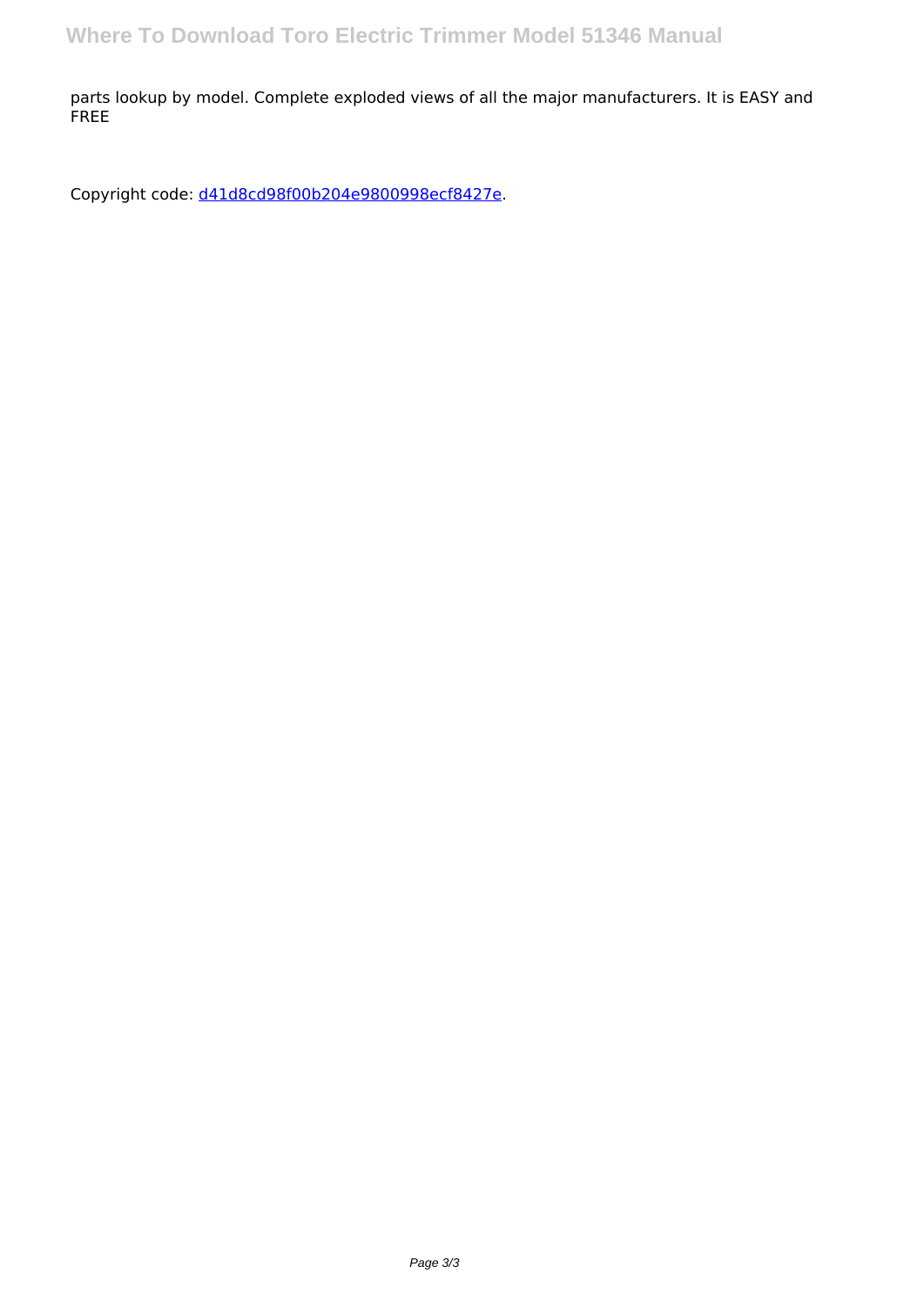parts lookup by model. Complete exploded views of all the major manufacturers. It is EASY and FREE

Copyright code: [d41d8cd98f00b204e9800998ecf8427e](d41d8cd98f00b204e9800998ecf8427e).